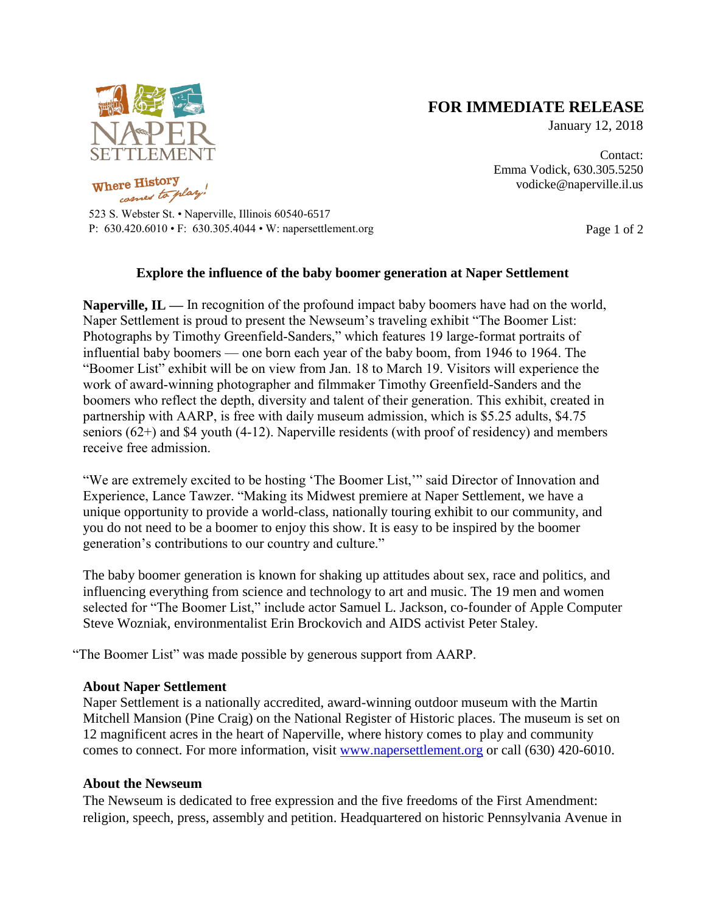NAPER SETTLEMENT

Where History comes to play!

523 S. Webster St. • Naperville, Illinois 60540-6517
P: 630.420.6010 • F: 630.305.4044 • W: napersettlement.org

**FOR IMMEDIATE RELEASE**
January 12, 2018

Contact:
Emma Vodick, 630.305.5250
vodicke@naperville.il.us

## Explore the influence of the baby boomer generation at Naper Settlement

**Naperville, IL —** In recognition of the profound impact baby boomers have had on the world, Naper Settlement is proud to present the Newseum's traveling exhibit "The Boomer List: Photographs by Timothy Greenfield-Sanders," which features 19 large-format portraits of influential baby boomers — one born each year of the baby boom, from 1946 to 1964. The "Boomer List" exhibit will be on view from Jan. 18 to March 19. Visitors will experience the work of award-winning photographer and filmmaker Timothy Greenfield-Sanders and the boomers who reflect the depth, diversity and talent of their generation. This exhibit, created in partnership with AARP, is free with daily museum admission, which is $5.25 adults, $4.75 seniors (62+) and $4 youth (4-12). Naperville residents (with proof of residency) and members receive free admission.

"We are extremely excited to be hosting 'The Boomer List,'" said Director of Innovation and Experience, Lance Tawzer. "Making its Midwest premiere at Naper Settlement, we have a unique opportunity to provide a world-class, nationally touring exhibit to our community, and you do not need to be a boomer to enjoy this show. It is easy to be inspired by the boomer generation's contributions to our country and culture."

The baby boomer generation is known for shaking up attitudes about sex, race and politics, and influencing everything from science and technology to art and music. The 19 men and women selected for "The Boomer List," include actor Samuel L. Jackson, co-founder of Apple Computer Steve Wozniak, environmentalist Erin Brockovich and AIDS activist Peter Staley.

"The Boomer List" was made possible by generous support from AARP.

### About Naper Settlement

Naper Settlement is a nationally accredited, award-winning outdoor museum with the Martin Mitchell Mansion (Pine Craig) on the National Register of Historic places. The museum is set on 12 magnificent acres in the heart of Naperville, where history comes to play and community comes to connect. For more information, visit www.napersettlement.org or call (630) 420-6010.

### About the Newseum

The Newseum is dedicated to free expression and the five freedoms of the First Amendment: religion, speech, press, assembly and petition. Headquartered on historic Pennsylvania Avenue in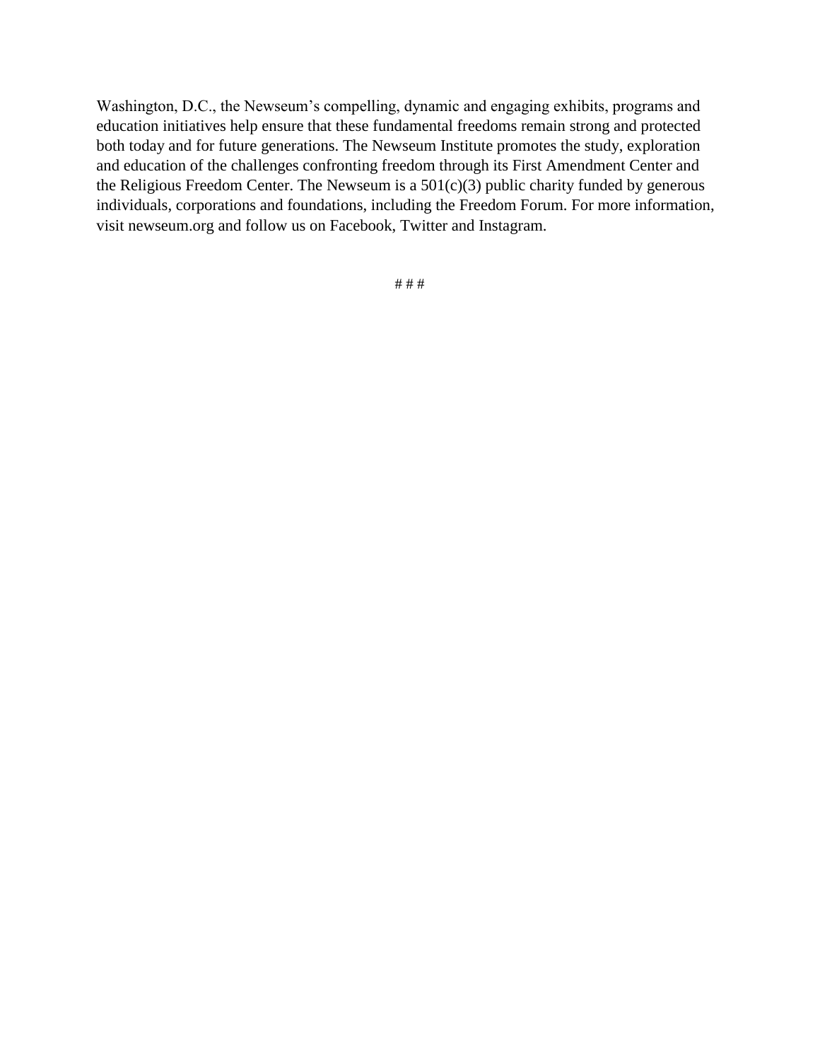Washington, D.C., the Newseum's compelling, dynamic and engaging exhibits, programs and education initiatives help ensure that these fundamental freedoms remain strong and protected both today and for future generations. The Newseum Institute promotes the study, exploration and education of the challenges confronting freedom through its First Amendment Center and the Religious Freedom Center. The Newseum is a 501(c)(3) public charity funded by generous individuals, corporations and foundations, including the Freedom Forum. For more information, visit newseum.org and follow us on Facebook, Twitter and Instagram.

# # #